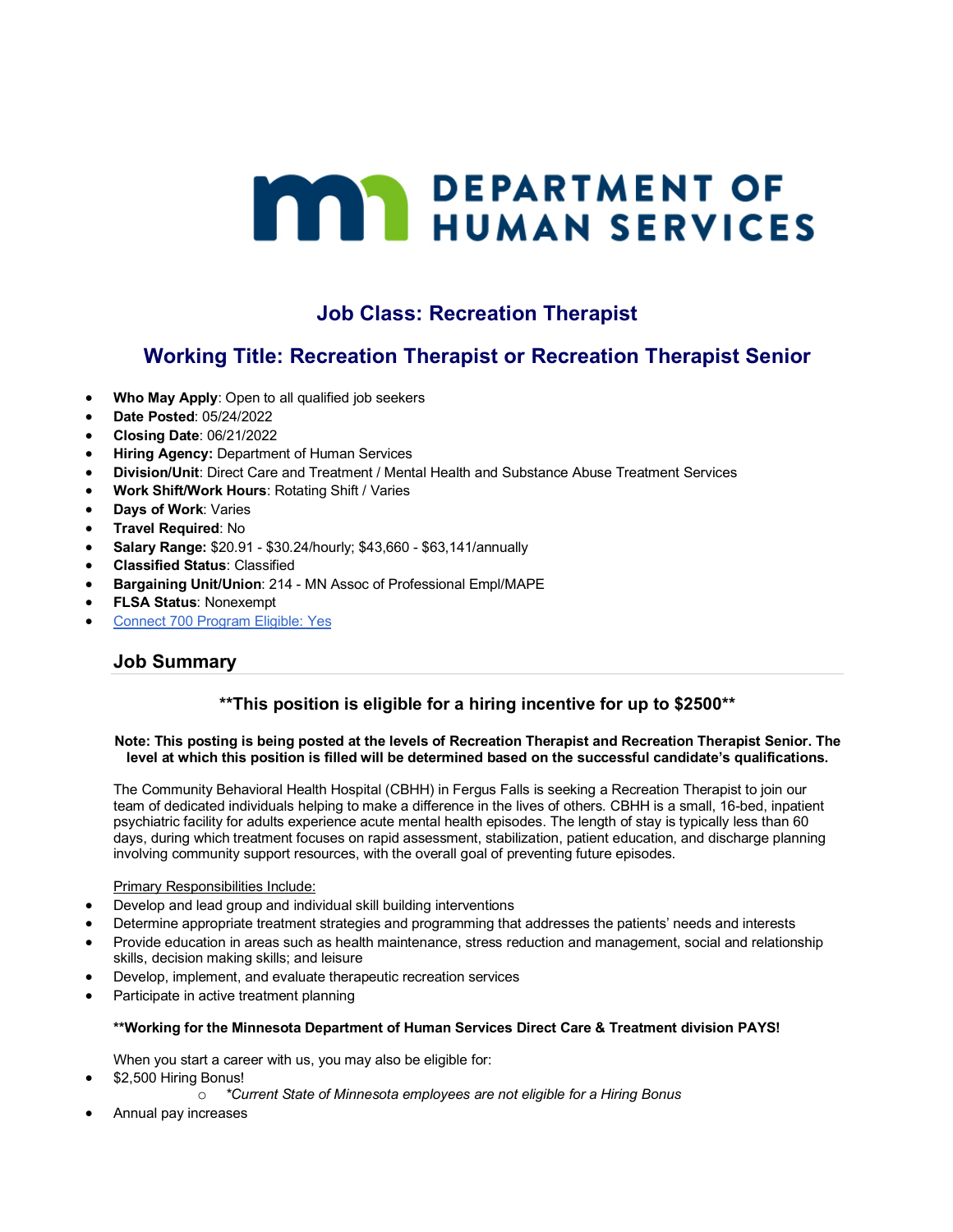# DEPARTMENT OF HUMAN SERVICES

## Job Class: Recreation Therapist

## Working Title: Recreation Therapist or Recreation Therapist Senior

- **Who May Apply**: Open to all qualified job seekers
- **Date Posted**: 05/24/2022
- **Closing Date**: 06/21/2022
- **Hiring Agency:** Department of Human Services
- **Division/Unit**: Direct Care and Treatment / Mental Health and Substance Abuse Treatment Services
- **Work Shift/Work Hours**: Rotating Shift / Varies
- **Days of Work**: Varies
- **Travel Required**: No
- **Salary Range:** $20.91 - $30.24/hourly; $43,660 - $63,141/annually
- **Classified Status**: Classified
- **Bargaining Unit/Union**: 214 - MN Assoc of Professional Empl/MAPE
- **FLSA Status**: Nonexempt
- Connect 700 Program Eligible: Yes

### Job Summary

**\*\*This position is eligible for a hiring incentive for up to $2500\*\***

**Note: This posting is being posted at the levels of Recreation Therapist and Recreation Therapist Senior. The level at which this position is filled will be determined based on the successful candidate's qualifications.**

The Community Behavioral Health Hospital (CBHH) in Fergus Falls is seeking a Recreation Therapist to join our team of dedicated individuals helping to make a difference in the lives of others. CBHH is a small, 16-bed, inpatient psychiatric facility for adults experience acute mental health episodes. The length of stay is typically less than 60 days, during which treatment focuses on rapid assessment, stabilization, patient education, and discharge planning involving community support resources, with the overall goal of preventing future episodes.

Primary Responsibilities Include:

- Develop and lead group and individual skill building interventions
- Determine appropriate treatment strategies and programming that addresses the patients' needs and interests
- Provide education in areas such as health maintenance, stress reduction and management, social and relationship skills, decision making skills; and leisure
- Develop, implement, and evaluate therapeutic recreation services
- Participate in active treatment planning

**\*\*Working for the Minnesota Department of Human Services Direct Care & Treatment division PAYS!**

When you start a career with us, you may also be eligible for:

- $2,500 Hiring Bonus!
    - *\*Current State of Minnesota employees are not eligible for a Hiring Bonus*
- Annual pay increases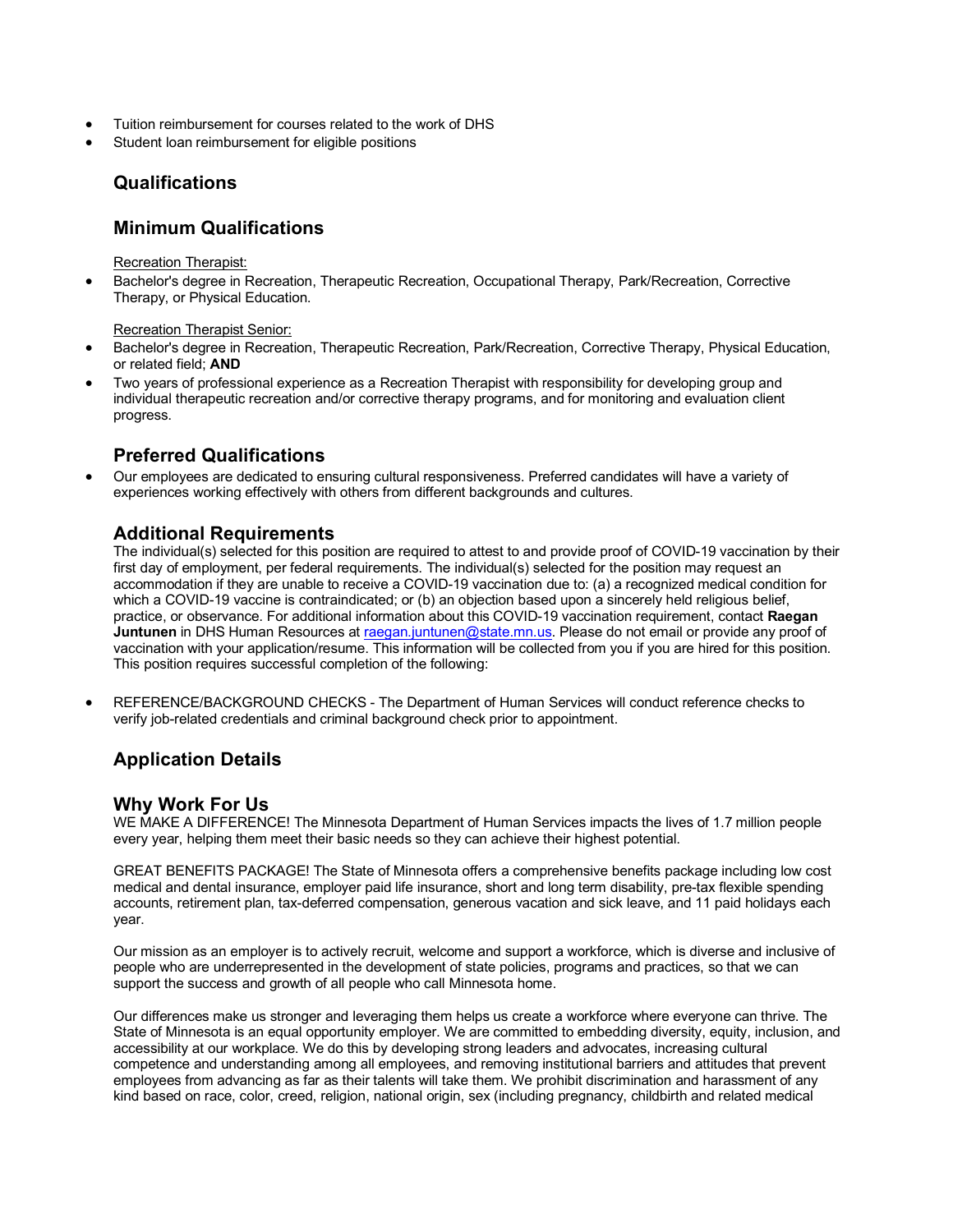- Tuition reimbursement for courses related to the work of DHS
- Student loan reimbursement for eligible positions

## Qualifications

## Minimum Qualifications

Recreation Therapist:

- Bachelor's degree in Recreation, Therapeutic Recreation, Occupational Therapy, Park/Recreation, Corrective Therapy, or Physical Education.

Recreation Therapist Senior:

- Bachelor's degree in Recreation, Therapeutic Recreation, Park/Recreation, Corrective Therapy, Physical Education, or related field; **AND**
- Two years of professional experience as a Recreation Therapist with responsibility for developing group and individual therapeutic recreation and/or corrective therapy programs, and for monitoring and evaluation client progress.

## Preferred Qualifications

- Our employees are dedicated to ensuring cultural responsiveness. Preferred candidates will have a variety of experiences working effectively with others from different backgrounds and cultures.

## Additional Requirements

The individual(s) selected for this position are required to attest to and provide proof of COVID-19 vaccination by their first day of employment, per federal requirements. The individual(s) selected for the position may request an accommodation if they are unable to receive a COVID-19 vaccination due to: (a) a recognized medical condition for which a COVID-19 vaccine is contraindicated; or (b) an objection based upon a sincerely held religious belief, practice, or observance. For additional information about this COVID-19 vaccination requirement, contact **Raegan Juntunen** in DHS Human Resources at raegan.juntunen@state.mn.us. Please do not email or provide any proof of vaccination with your application/resume. This information will be collected from you if you are hired for this position. This position requires successful completion of the following:

- REFERENCE/BACKGROUND CHECKS - The Department of Human Services will conduct reference checks to verify job-related credentials and criminal background check prior to appointment.

## Application Details

## Why Work For Us

WE MAKE A DIFFERENCE! The Minnesota Department of Human Services impacts the lives of 1.7 million people every year, helping them meet their basic needs so they can achieve their highest potential.

GREAT BENEFITS PACKAGE! The State of Minnesota offers a comprehensive benefits package including low cost medical and dental insurance, employer paid life insurance, short and long term disability, pre-tax flexible spending accounts, retirement plan, tax-deferred compensation, generous vacation and sick leave, and 11 paid holidays each year.

Our mission as an employer is to actively recruit, welcome and support a workforce, which is diverse and inclusive of people who are underrepresented in the development of state policies, programs and practices, so that we can support the success and growth of all people who call Minnesota home.

Our differences make us stronger and leveraging them helps us create a workforce where everyone can thrive. The State of Minnesota is an equal opportunity employer. We are committed to embedding diversity, equity, inclusion, and accessibility at our workplace. We do this by developing strong leaders and advocates, increasing cultural competence and understanding among all employees, and removing institutional barriers and attitudes that prevent employees from advancing as far as their talents will take them. We prohibit discrimination and harassment of any kind based on race, color, creed, religion, national origin, sex (including pregnancy, childbirth and related medical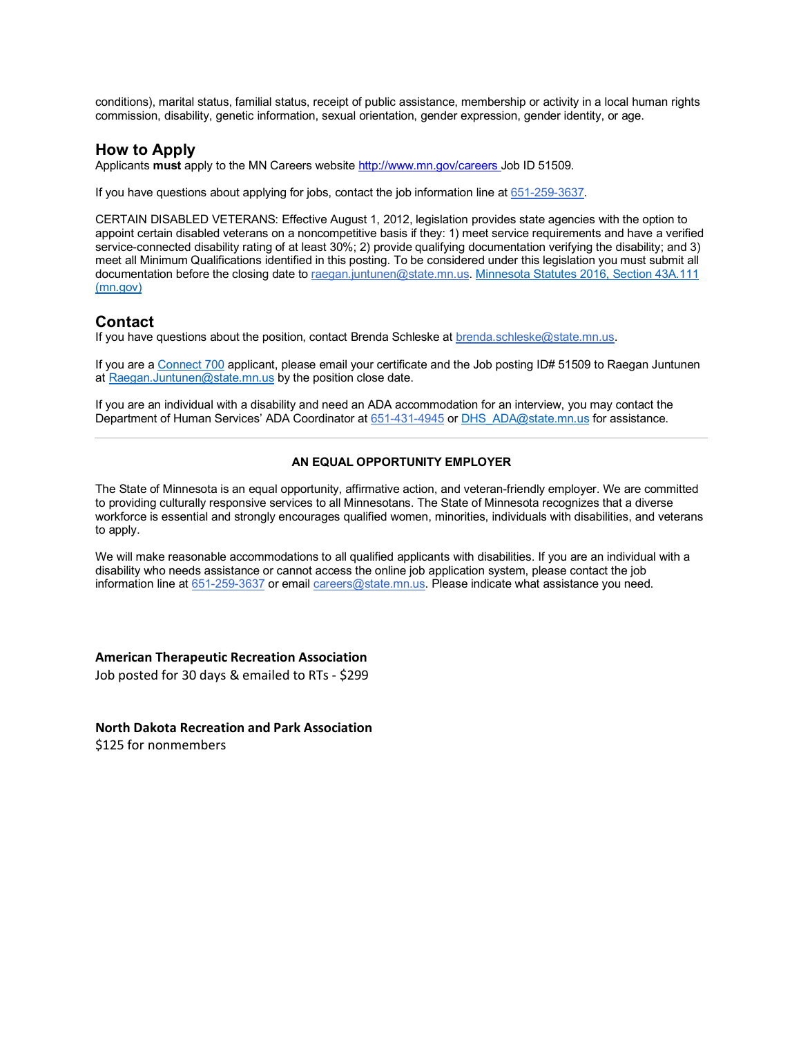conditions), marital status, familial status, receipt of public assistance, membership or activity in a local human rights commission, disability, genetic information, sexual orientation, gender expression, gender identity, or age.

## How to Apply

Applicants **must** apply to the MN Careers website [http://www.mn.gov/careers](http://www.mn.gov/careers) Job ID 51509.

If you have questions about applying for jobs, contact the job information line at 651-259-3637.

CERTAIN DISABLED VETERANS: Effective August 1, 2012, legislation provides state agencies with the option to appoint certain disabled veterans on a noncompetitive basis if they: 1) meet service requirements and have a verified service-connected disability rating of at least 30%; 2) provide qualifying documentation verifying the disability; and 3) meet all Minimum Qualifications identified in this posting. To be considered under this legislation you must submit all documentation before the closing date to raegan.juntunen@state.mn.us. Minnesota Statutes 2016, Section 43A.111 (mn.gov)

## Contact

If you have questions about the position, contact Brenda Schleske at brenda.schleske@state.mn.us.

If you are a Connect 700 applicant, please email your certificate and the Job posting ID# 51509 to Raegan Juntunen at Raegan.Juntunen@state.mn.us by the position close date.

If you are an individual with a disability and need an ADA accommodation for an interview, you may contact the Department of Human Services' ADA Coordinator at 651-431-4945 or DHS_ADA@state.mn.us for assistance.

---

**AN EQUAL OPPORTUNITY EMPLOYER**

The State of Minnesota is an equal opportunity, affirmative action, and veteran-friendly employer. We are committed to providing culturally responsive services to all Minnesotans. The State of Minnesota recognizes that a diverse workforce is essential and strongly encourages qualified women, minorities, individuals with disabilities, and veterans to apply.

We will make reasonable accommodations to all qualified applicants with disabilities. If you are an individual with a disability who needs assistance or cannot access the online job application system, please contact the job information line at 651-259-3637 or email careers@state.mn.us. Please indicate what assistance you need.

**American Therapeutic Recreation Association**
Job posted for 30 days & emailed to RTs - $299

**North Dakota Recreation and Park Association**
$125 for nonmembers